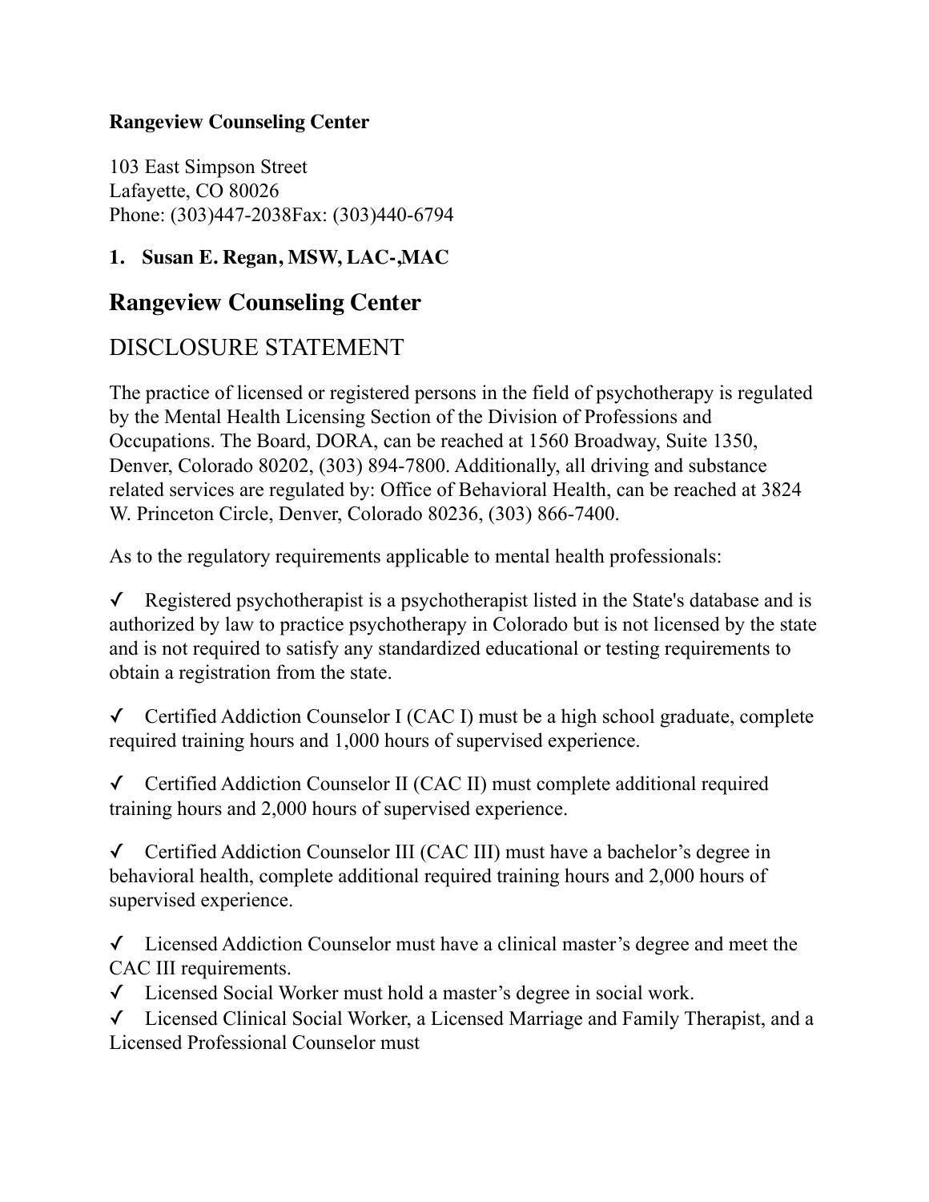**Rangeview Counseling Center**

103 East Simpson Street
Lafayette, CO 80026
Phone: (303)447-2038Fax: (303)440-6794

1. **Susan E. Regan, MSW, LAC-,MAC**

## Rangeview Counseling Center

## DISCLOSURE STATEMENT

The practice of licensed or registered persons in the field of psychotherapy is regulated by the Mental Health Licensing Section of the Division of Professions and Occupations. The Board, DORA, can be reached at 1560 Broadway, Suite 1350, Denver, Colorado 80202, (303) 894-7800. Additionally, all driving and substance related services are regulated by: Office of Behavioral Health, can be reached at 3824 W. Princeton Circle, Denver, Colorado 80236, (303) 866-7400.

As to the regulatory requirements applicable to mental health professionals:

✓ Registered psychotherapist is a psychotherapist listed in the State's database and is authorized by law to practice psychotherapy in Colorado but is not licensed by the state and is not required to satisfy any standardized educational or testing requirements to obtain a registration from the state.

✓ Certified Addiction Counselor I (CAC I) must be a high school graduate, complete required training hours and 1,000 hours of supervised experience.

✓ Certified Addiction Counselor II (CAC II) must complete additional required training hours and 2,000 hours of supervised experience.

✓ Certified Addiction Counselor III (CAC III) must have a bachelor's degree in behavioral health, complete additional required training hours and 2,000 hours of supervised experience.

✓ Licensed Addiction Counselor must have a clinical master's degree and meet the CAC III requirements.

✓ Licensed Social Worker must hold a master's degree in social work.

✓ Licensed Clinical Social Worker, a Licensed Marriage and Family Therapist, and a Licensed Professional Counselor must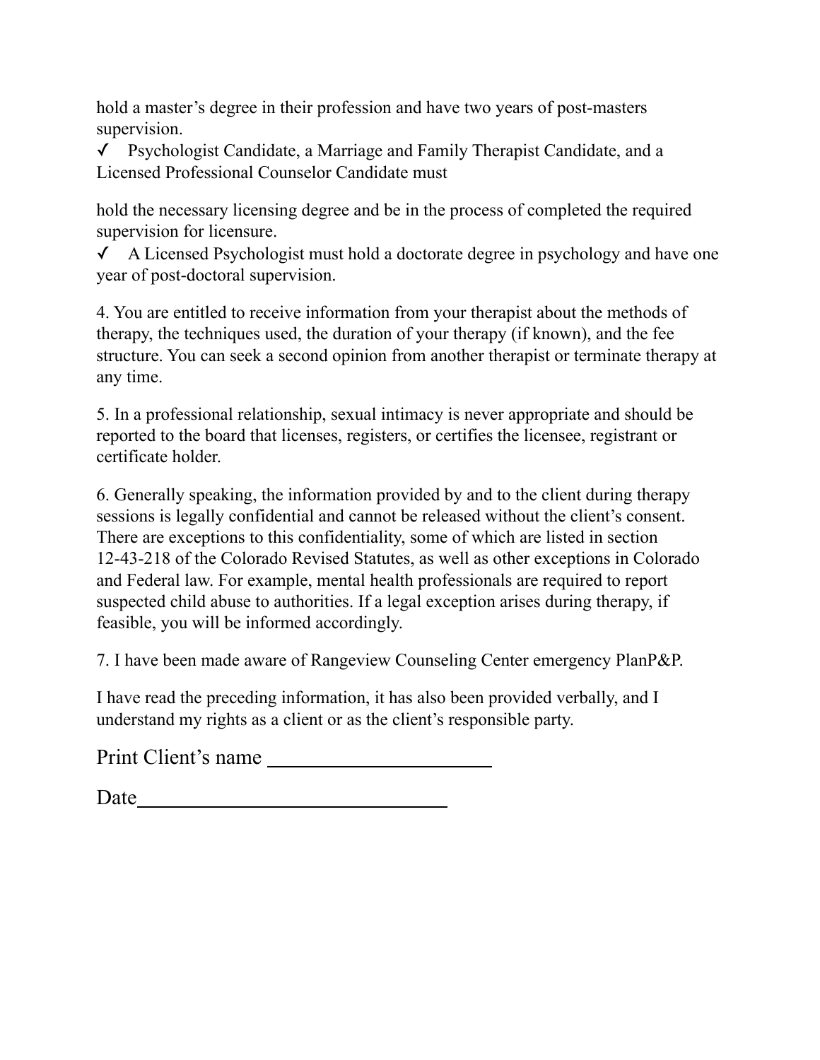hold a master's degree in their profession and have two years of post-masters supervision.

✓ Psychologist Candidate, a Marriage and Family Therapist Candidate, and a Licensed Professional Counselor Candidate must

hold the necessary licensing degree and be in the process of completed the required supervision for licensure.

✓ A Licensed Psychologist must hold a doctorate degree in psychology and have one year of post-doctoral supervision.

4. You are entitled to receive information from your therapist about the methods of therapy, the techniques used, the duration of your therapy (if known), and the fee structure. You can seek a second opinion from another therapist or terminate therapy at any time.

5. In a professional relationship, sexual intimacy is never appropriate and should be reported to the board that licenses, registers, or certifies the licensee, registrant or certificate holder.

6. Generally speaking, the information provided by and to the client during therapy sessions is legally confidential and cannot be released without the client's consent. There are exceptions to this confidentiality, some of which are listed in section 12-43-218 of the Colorado Revised Statutes, as well as other exceptions in Colorado and Federal law. For example, mental health professionals are required to report suspected child abuse to authorities. If a legal exception arises during therapy, if feasible, you will be informed accordingly.

7. I have been made aware of Rangeview Counseling Center emergency PlanP&P.

I have read the preceding information, it has also been provided verbally, and I understand my rights as a client or as the client's responsible party.

Print Client's name ______________________

Date______________________________